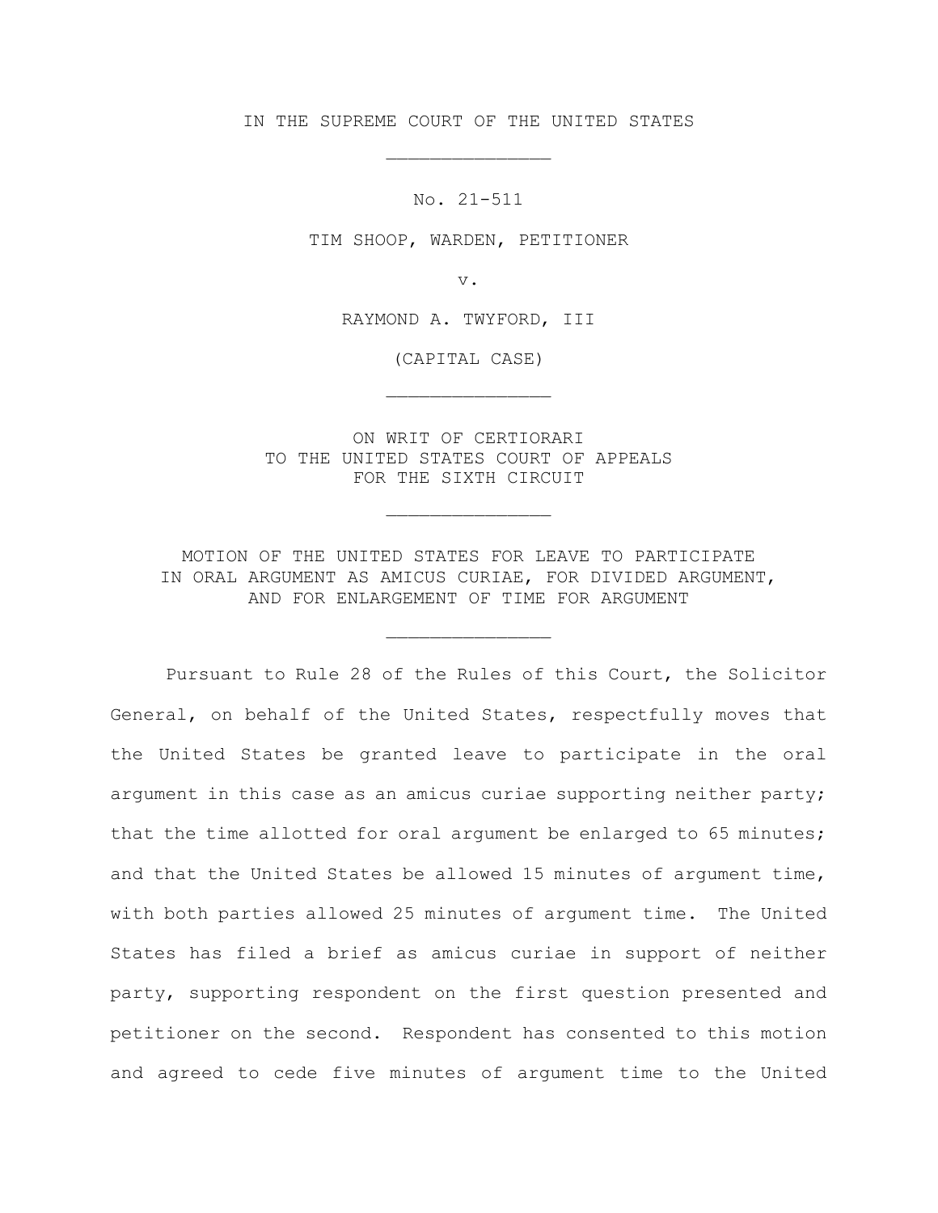IN THE SUPREME COURT OF THE UNITED STATES

\_\_\_\_\_\_\_\_\_\_\_\_\_\_\_

No. 21-511

TIM SHOOP, WARDEN, PETITIONER

v.

RAYMOND A. TWYFORD, III

(CAPITAL CASE)

\_\_\_\_\_\_\_\_\_\_\_\_\_\_\_

ON WRIT OF CERTIORARI
TO THE UNITED STATES COURT OF APPEALS
FOR THE SIXTH CIRCUIT

\_\_\_\_\_\_\_\_\_\_\_\_\_\_\_

MOTION OF THE UNITED STATES FOR LEAVE TO PARTICIPATE
IN ORAL ARGUMENT AS AMICUS CURIAE, FOR DIVIDED ARGUMENT,
AND FOR ENLARGEMENT OF TIME FOR ARGUMENT

\_\_\_\_\_\_\_\_\_\_\_\_\_\_\_

Pursuant to Rule 28 of the Rules of this Court, the Solicitor General, on behalf of the United States, respectfully moves that the United States be granted leave to participate in the oral argument in this case as an amicus curiae supporting neither party; that the time allotted for oral argument be enlarged to 65 minutes; and that the United States be allowed 15 minutes of argument time, with both parties allowed 25 minutes of argument time. The United States has filed a brief as amicus curiae in support of neither party, supporting respondent on the first question presented and petitioner on the second. Respondent has consented to this motion and agreed to cede five minutes of argument time to the United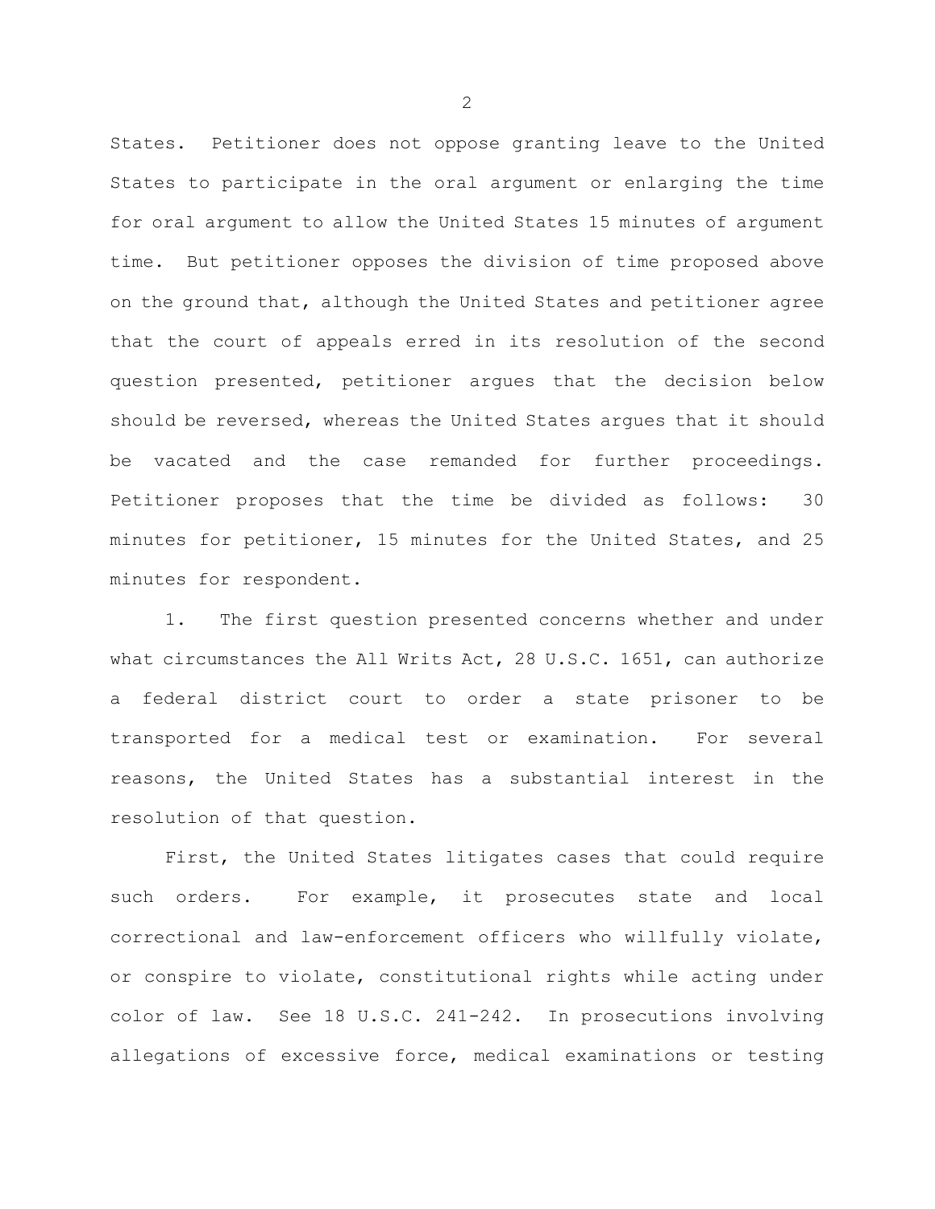States. Petitioner does not oppose granting leave to the United States to participate in the oral argument or enlarging the time for oral argument to allow the United States 15 minutes of argument time. But petitioner opposes the division of time proposed above on the ground that, although the United States and petitioner agree that the court of appeals erred in its resolution of the second question presented, petitioner argues that the decision below should be reversed, whereas the United States argues that it should be vacated and the case remanded for further proceedings. Petitioner proposes that the time be divided as follows: 30 minutes for petitioner, 15 minutes for the United States, and 25 minutes for respondent.

1. The first question presented concerns whether and under what circumstances the All Writs Act, 28 U.S.C. 1651, can authorize a federal district court to order a state prisoner to be transported for a medical test or examination. For several reasons, the United States has a substantial interest in the resolution of that question.

First, the United States litigates cases that could require such orders. For example, it prosecutes state and local correctional and law-enforcement officers who willfully violate, or conspire to violate, constitutional rights while acting under color of law. See 18 U.S.C. 241-242. In prosecutions involving allegations of excessive force, medical examinations or testing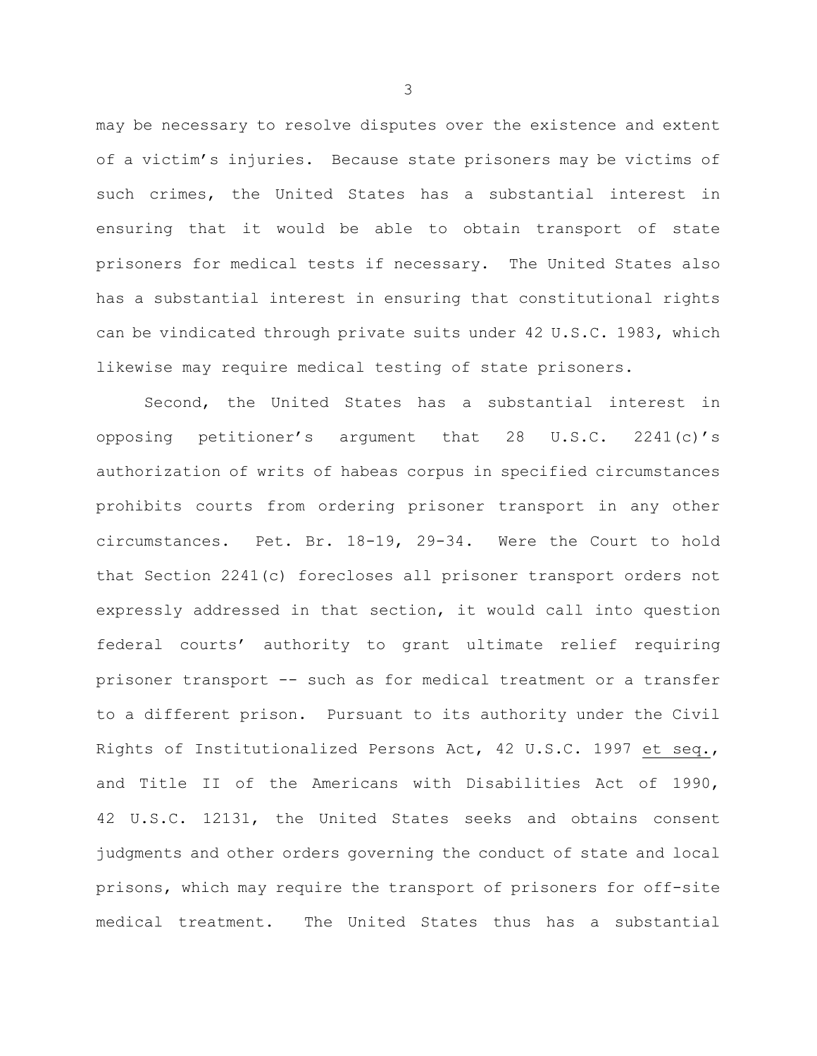may be necessary to resolve disputes over the existence and extent of a victim's injuries. Because state prisoners may be victims of such crimes, the United States has a substantial interest in ensuring that it would be able to obtain transport of state prisoners for medical tests if necessary. The United States also has a substantial interest in ensuring that constitutional rights can be vindicated through private suits under 42 U.S.C. 1983, which likewise may require medical testing of state prisoners.

Second, the United States has a substantial interest in opposing petitioner's argument that 28 U.S.C. 2241(c)'s authorization of writs of habeas corpus in specified circumstances prohibits courts from ordering prisoner transport in any other circumstances. Pet. Br. 18-19, 29-34. Were the Court to hold that Section 2241(c) forecloses all prisoner transport orders not expressly addressed in that section, it would call into question federal courts' authority to grant ultimate relief requiring prisoner transport -- such as for medical treatment or a transfer to a different prison. Pursuant to its authority under the Civil Rights of Institutionalized Persons Act, 42 U.S.C. 1997 et seq., and Title II of the Americans with Disabilities Act of 1990, 42 U.S.C. 12131, the United States seeks and obtains consent judgments and other orders governing the conduct of state and local prisons, which may require the transport of prisoners for off-site medical treatment. The United States thus has a substantial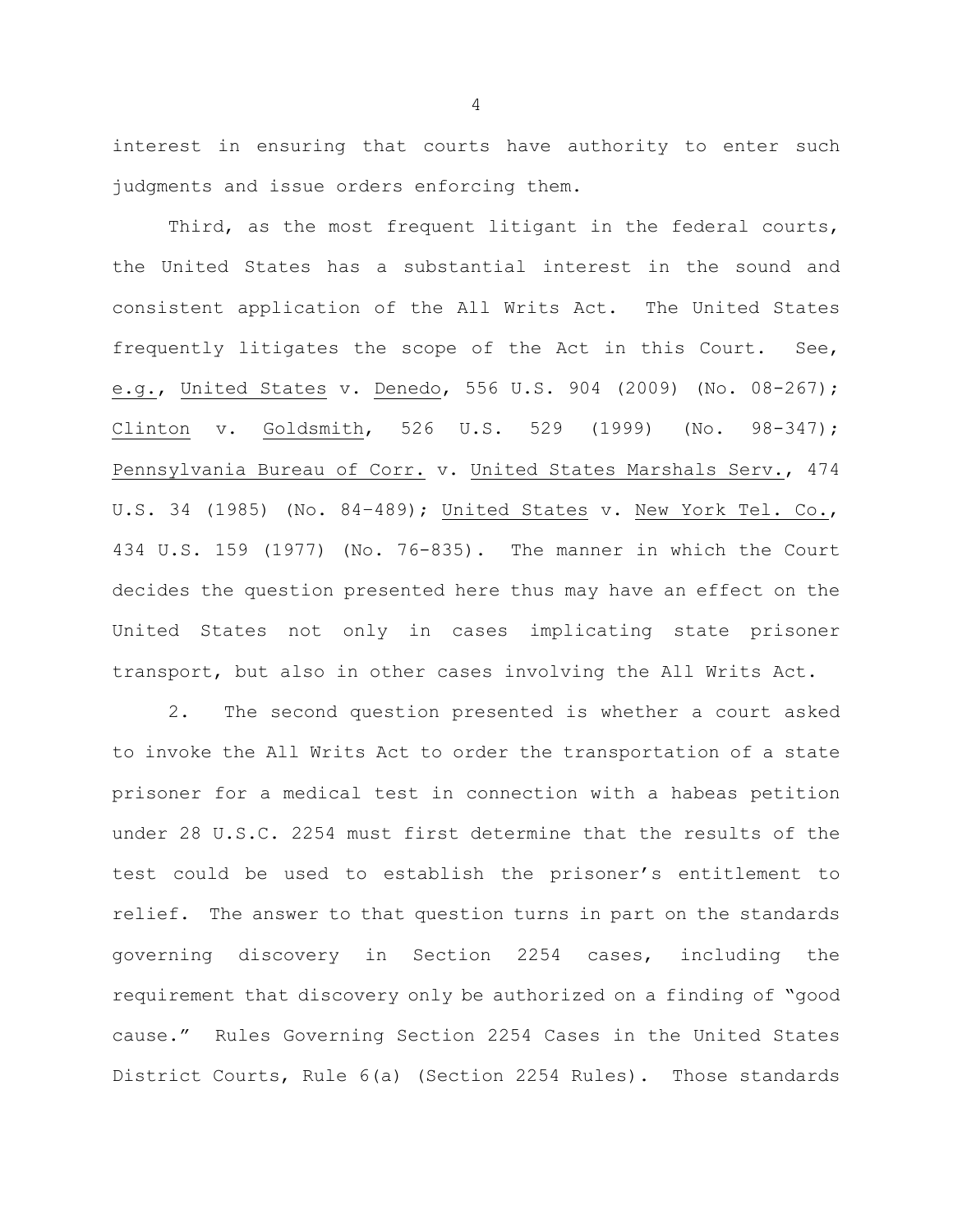interest in ensuring that courts have authority to enter such judgments and issue orders enforcing them.

Third, as the most frequent litigant in the federal courts, the United States has a substantial interest in the sound and consistent application of the All Writs Act. The United States frequently litigates the scope of the Act in this Court. See, e.g., United States v. Denedo, 556 U.S. 904 (2009) (No. 08-267); Clinton v. Goldsmith, 526 U.S. 529 (1999) (No. 98-347); Pennsylvania Bureau of Corr. v. United States Marshals Serv., 474 U.S. 34 (1985) (No. 84-489); United States v. New York Tel. Co., 434 U.S. 159 (1977) (No. 76-835). The manner in which the Court decides the question presented here thus may have an effect on the United States not only in cases implicating state prisoner transport, but also in other cases involving the All Writs Act.

2. The second question presented is whether a court asked to invoke the All Writs Act to order the transportation of a state prisoner for a medical test in connection with a habeas petition under 28 U.S.C. 2254 must first determine that the results of the test could be used to establish the prisoner's entitlement to relief. The answer to that question turns in part on the standards governing discovery in Section 2254 cases, including the requirement that discovery only be authorized on a finding of "good cause." Rules Governing Section 2254 Cases in the United States District Courts, Rule 6(a) (Section 2254 Rules). Those standards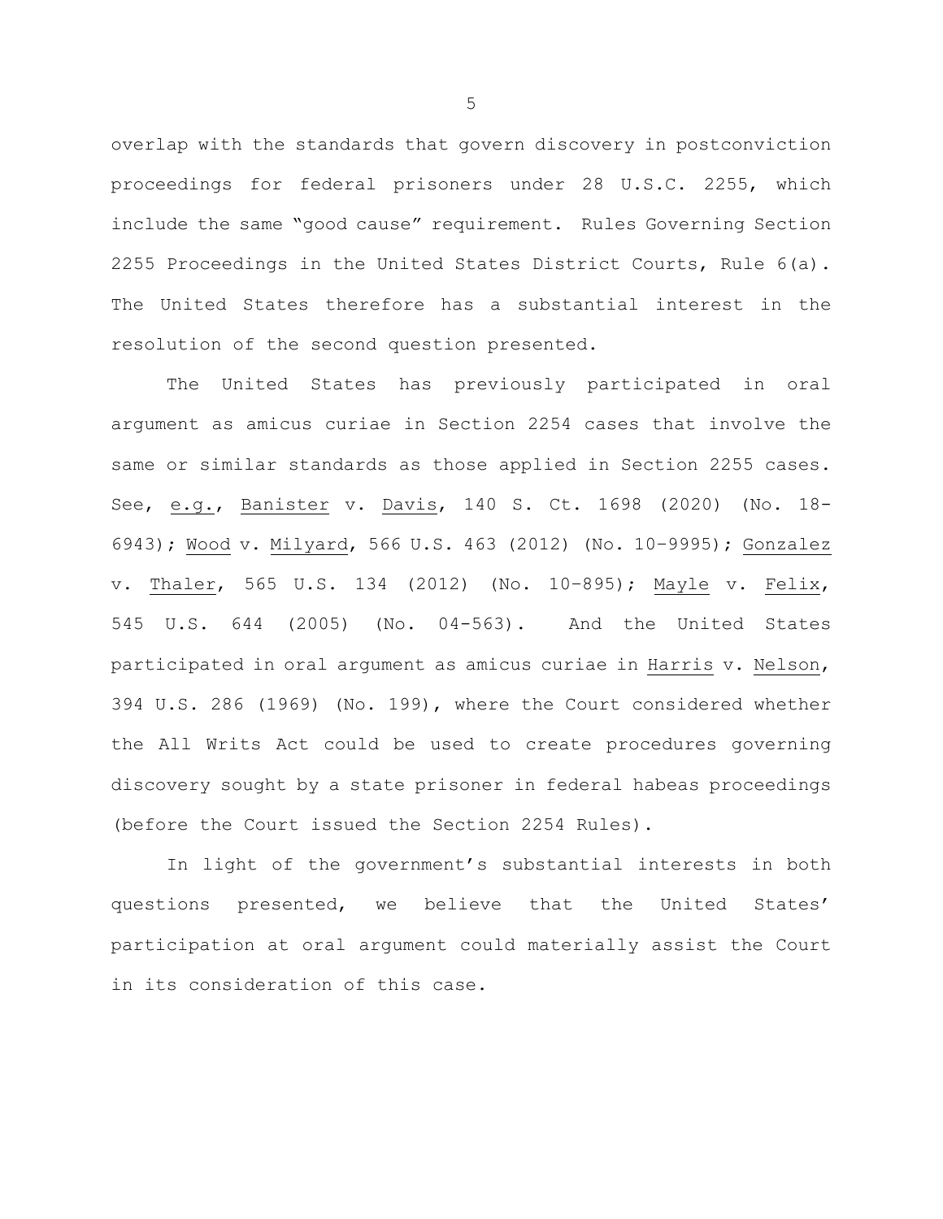overlap with the standards that govern discovery in postconviction proceedings for federal prisoners under 28 U.S.C. 2255, which include the same "good cause" requirement. Rules Governing Section 2255 Proceedings in the United States District Courts, Rule 6(a). The United States therefore has a substantial interest in the resolution of the second question presented.

The United States has previously participated in oral argument as amicus curiae in Section 2254 cases that involve the same or similar standards as those applied in Section 2255 cases. See, e.g., Banister v. Davis, 140 S. Ct. 1698 (2020) (No. 18-6943); Wood v. Milyard, 566 U.S. 463 (2012) (No. 10–9995); Gonzalez v. Thaler, 565 U.S. 134 (2012) (No. 10–895); Mayle v. Felix, 545 U.S. 644 (2005) (No. 04-563). And the United States participated in oral argument as amicus curiae in Harris v. Nelson, 394 U.S. 286 (1969) (No. 199), where the Court considered whether the All Writs Act could be used to create procedures governing discovery sought by a state prisoner in federal habeas proceedings (before the Court issued the Section 2254 Rules).

In light of the government's substantial interests in both questions presented, we believe that the United States' participation at oral argument could materially assist the Court in its consideration of this case.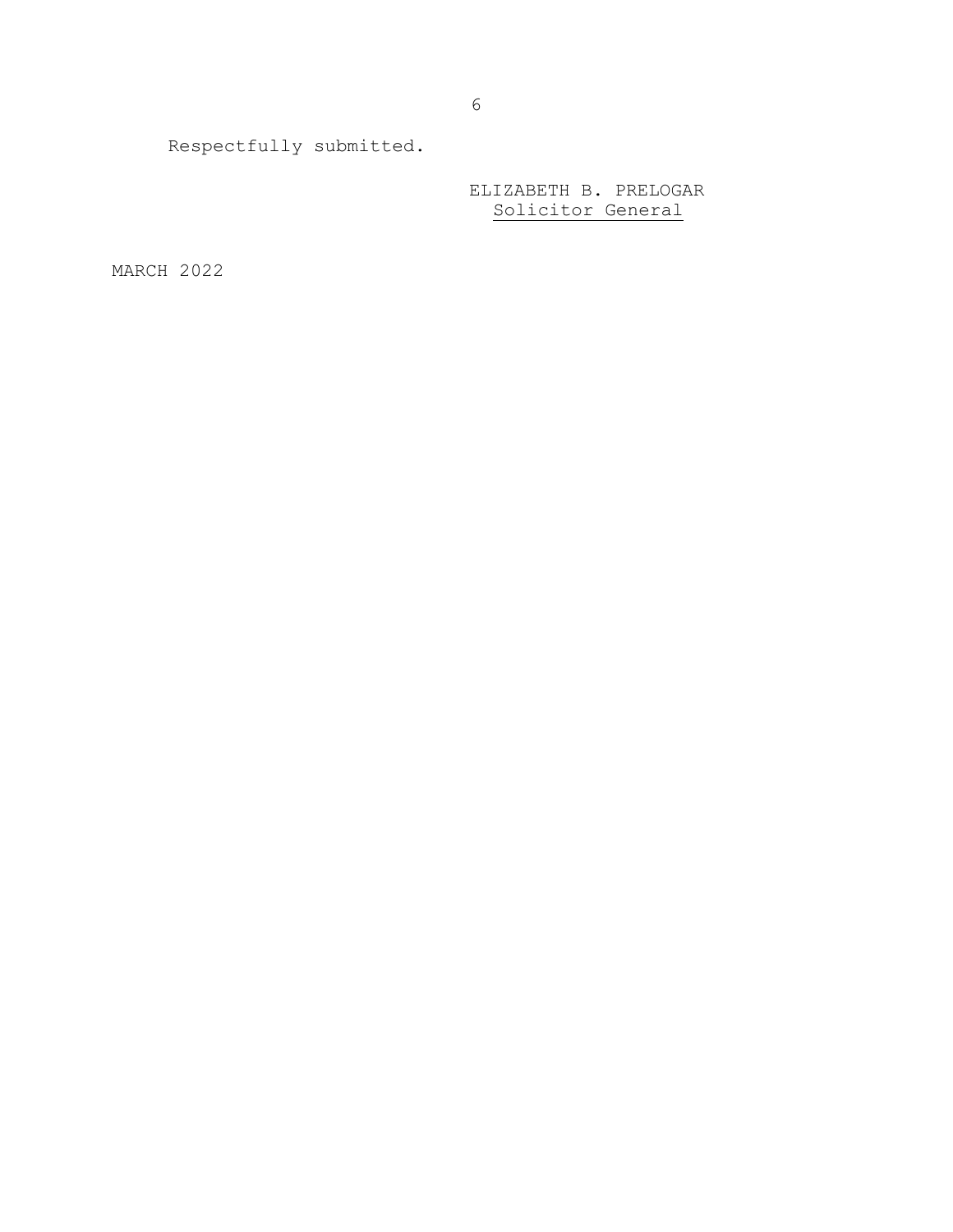Respectfully submitted.

ELIZABETH B. PRELOGAR
Solicitor General

MARCH 2022